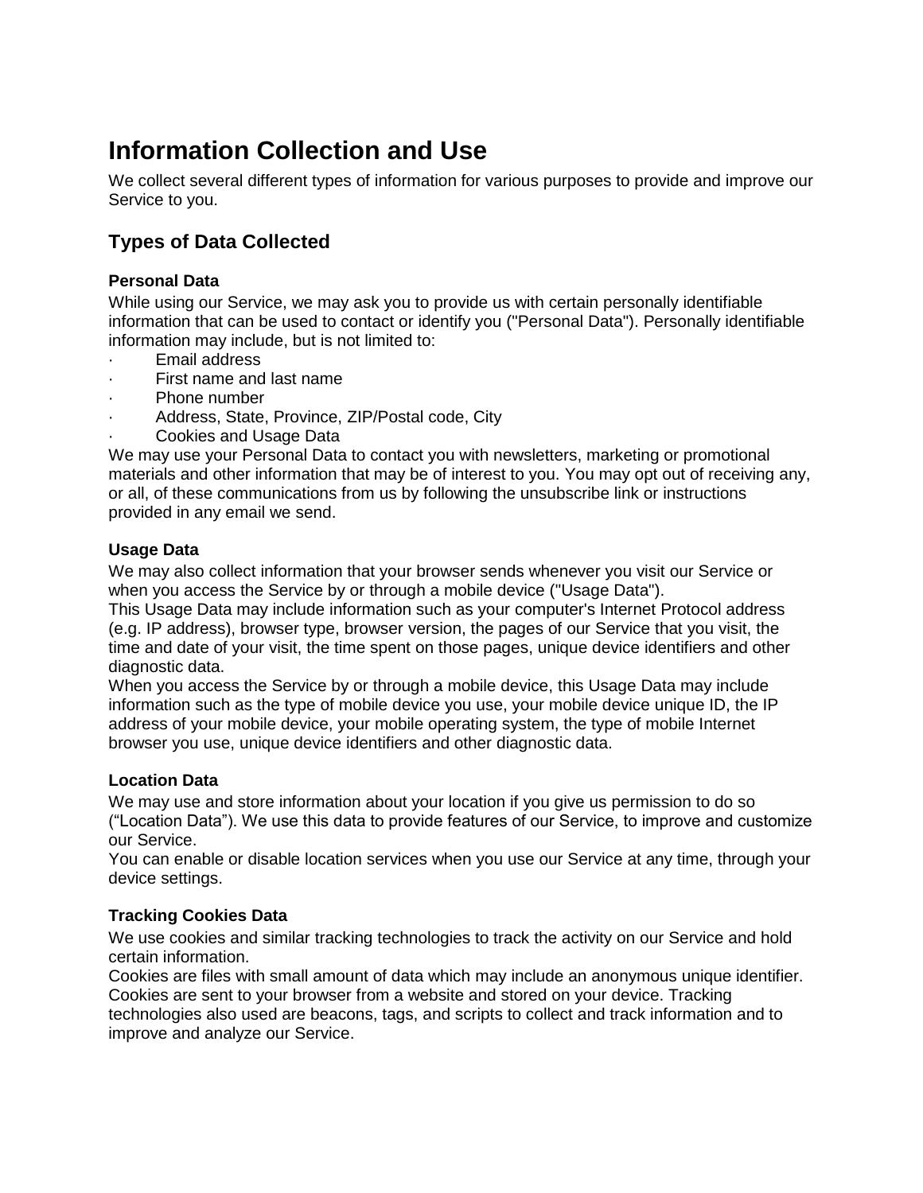# Information Collection and Use

We collect several different types of information for various purposes to provide and improve our Service to you.

## Types of Data Collected

### Personal Data

While using our Service, we may ask you to provide us with certain personally identifiable information that can be used to contact or identify you ("Personal Data"). Personally identifiable information may include, but is not limited to:

- Email address
- First name and last name
- Phone number
- Address, State, Province, ZIP/Postal code, City
- Cookies and Usage Data

We may use your Personal Data to contact you with newsletters, marketing or promotional materials and other information that may be of interest to you. You may opt out of receiving any, or all, of these communications from us by following the unsubscribe link or instructions provided in any email we send.

### Usage Data

We may also collect information that your browser sends whenever you visit our Service or when you access the Service by or through a mobile device ("Usage Data").

This Usage Data may include information such as your computer's Internet Protocol address (e.g. IP address), browser type, browser version, the pages of our Service that you visit, the time and date of your visit, the time spent on those pages, unique device identifiers and other diagnostic data.

When you access the Service by or through a mobile device, this Usage Data may include information such as the type of mobile device you use, your mobile device unique ID, the IP address of your mobile device, your mobile operating system, the type of mobile Internet browser you use, unique device identifiers and other diagnostic data.

### Location Data

We may use and store information about your location if you give us permission to do so (“Location Data”). We use this data to provide features of our Service, to improve and customize our Service.

You can enable or disable location services when you use our Service at any time, through your device settings.

### Tracking Cookies Data

We use cookies and similar tracking technologies to track the activity on our Service and hold certain information.

Cookies are files with small amount of data which may include an anonymous unique identifier. Cookies are sent to your browser from a website and stored on your device. Tracking technologies also used are beacons, tags, and scripts to collect and track information and to improve and analyze our Service.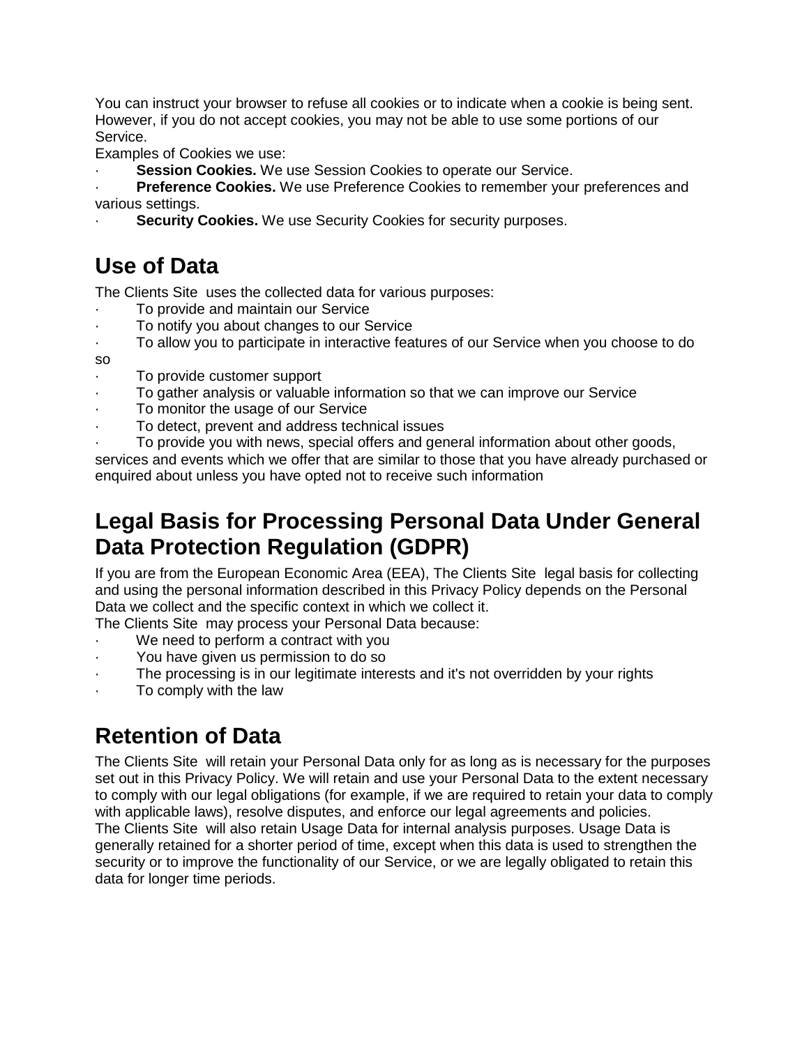You can instruct your browser to refuse all cookies or to indicate when a cookie is being sent. However, if you do not accept cookies, you may not be able to use some portions of our Service.

Examples of Cookies we use:

- **Session Cookies.** We use Session Cookies to operate our Service.
- **Preference Cookies.** We use Preference Cookies to remember your preferences and various settings.
- **Security Cookies.** We use Security Cookies for security purposes.

## Use of Data

The Clients Site uses the collected data for various purposes:

- To provide and maintain our Service
- To notify you about changes to our Service
- To allow you to participate in interactive features of our Service when you choose to do so
- To provide customer support
- To gather analysis or valuable information so that we can improve our Service
- To monitor the usage of our Service
- To detect, prevent and address technical issues
- To provide you with news, special offers and general information about other goods, services and events which we offer that are similar to those that you have already purchased or enquired about unless you have opted not to receive such information

## Legal Basis for Processing Personal Data Under General Data Protection Regulation (GDPR)

If you are from the European Economic Area (EEA), The Clients Site legal basis for collecting and using the personal information described in this Privacy Policy depends on the Personal Data we collect and the specific context in which we collect it.

The Clients Site may process your Personal Data because:

- We need to perform a contract with you
- You have given us permission to do so
- The processing is in our legitimate interests and it's not overridden by your rights
- To comply with the law

## Retention of Data

The Clients Site will retain your Personal Data only for as long as is necessary for the purposes set out in this Privacy Policy. We will retain and use your Personal Data to the extent necessary to comply with our legal obligations (for example, if we are required to retain your data to comply with applicable laws), resolve disputes, and enforce our legal agreements and policies.

The Clients Site will also retain Usage Data for internal analysis purposes. Usage Data is generally retained for a shorter period of time, except when this data is used to strengthen the security or to improve the functionality of our Service, or we are legally obligated to retain this data for longer time periods.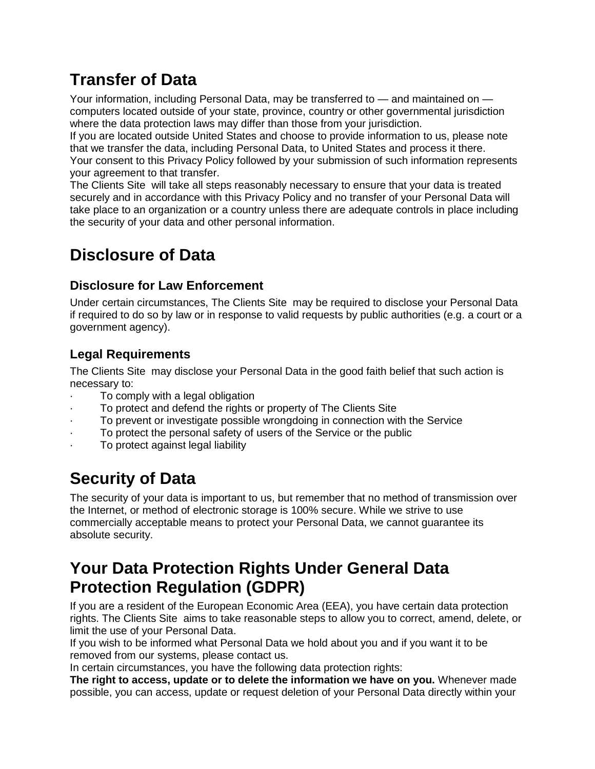## Transfer of Data

Your information, including Personal Data, may be transferred to — and maintained on — computers located outside of your state, province, country or other governmental jurisdiction where the data protection laws may differ than those from your jurisdiction.
If you are located outside United States and choose to provide information to us, please note that we transfer the data, including Personal Data, to United States and process it there.
Your consent to this Privacy Policy followed by your submission of such information represents your agreement to that transfer.
The Clients Site will take all steps reasonably necessary to ensure that your data is treated securely and in accordance with this Privacy Policy and no transfer of your Personal Data will take place to an organization or a country unless there are adequate controls in place including the security of your data and other personal information.

## Disclosure of Data

### Disclosure for Law Enforcement

Under certain circumstances, The Clients Site may be required to disclose your Personal Data if required to do so by law or in response to valid requests by public authorities (e.g. a court or a government agency).

### Legal Requirements

The Clients Site may disclose your Personal Data in the good faith belief that such action is necessary to:

- To comply with a legal obligation
- To protect and defend the rights or property of The Clients Site
- To prevent or investigate possible wrongdoing in connection with the Service
- To protect the personal safety of users of the Service or the public
- To protect against legal liability

## Security of Data

The security of your data is important to us, but remember that no method of transmission over the Internet, or method of electronic storage is 100% secure. While we strive to use commercially acceptable means to protect your Personal Data, we cannot guarantee its absolute security.

## Your Data Protection Rights Under General Data Protection Regulation (GDPR)

If you are a resident of the European Economic Area (EEA), you have certain data protection rights. The Clients Site aims to take reasonable steps to allow you to correct, amend, delete, or limit the use of your Personal Data.
If you wish to be informed what Personal Data we hold about you and if you want it to be removed from our systems, please contact us.
In certain circumstances, you have the following data protection rights:
**The right to access, update or to delete the information we have on you.** Whenever made possible, you can access, update or request deletion of your Personal Data directly within your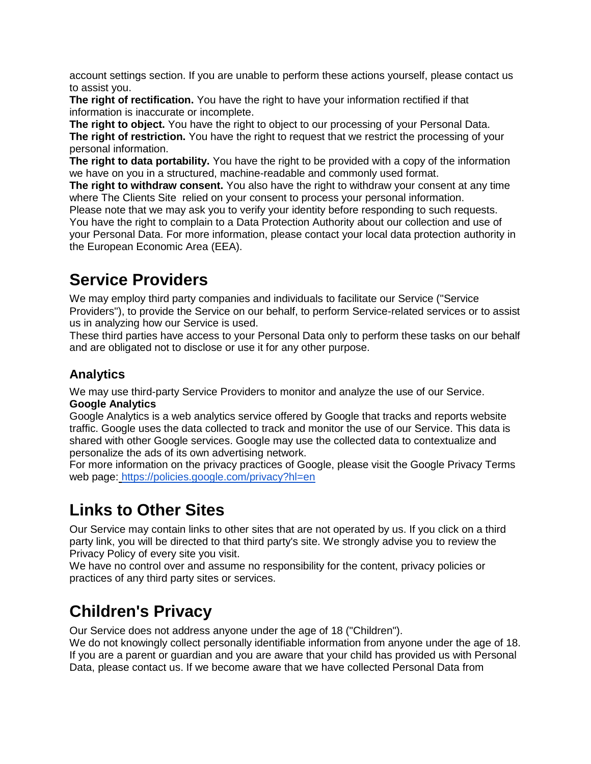account settings section. If you are unable to perform these actions yourself, please contact us to assist you.

**The right of rectification.** You have the right to have your information rectified if that information is inaccurate or incomplete.

**The right to object.** You have the right to object to our processing of your Personal Data.

**The right of restriction.** You have the right to request that we restrict the processing of your personal information.

**The right to data portability.** You have the right to be provided with a copy of the information we have on you in a structured, machine-readable and commonly used format.

**The right to withdraw consent.** You also have the right to withdraw your consent at any time where The Clients Site relied on your consent to process your personal information.

Please note that we may ask you to verify your identity before responding to such requests.

You have the right to complain to a Data Protection Authority about our collection and use of your Personal Data. For more information, please contact your local data protection authority in the European Economic Area (EEA).

# Service Providers

We may employ third party companies and individuals to facilitate our Service ("Service Providers"), to provide the Service on our behalf, to perform Service-related services or to assist us in analyzing how our Service is used.

These third parties have access to your Personal Data only to perform these tasks on our behalf and are obligated not to disclose or use it for any other purpose.

## Analytics

We may use third-party Service Providers to monitor and analyze the use of our Service.

**Google Analytics**

Google Analytics is a web analytics service offered by Google that tracks and reports website traffic. Google uses the data collected to track and monitor the use of our Service. This data is shared with other Google services. Google may use the collected data to contextualize and personalize the ads of its own advertising network.

For more information on the privacy practices of Google, please visit the Google Privacy Terms web page: https://policies.google.com/privacy?hl=en

# Links to Other Sites

Our Service may contain links to other sites that are not operated by us. If you click on a third party link, you will be directed to that third party's site. We strongly advise you to review the Privacy Policy of every site you visit.

We have no control over and assume no responsibility for the content, privacy policies or practices of any third party sites or services.

# Children's Privacy

Our Service does not address anyone under the age of 18 ("Children").

We do not knowingly collect personally identifiable information from anyone under the age of 18. If you are a parent or guardian and you are aware that your child has provided us with Personal Data, please contact us. If we become aware that we have collected Personal Data from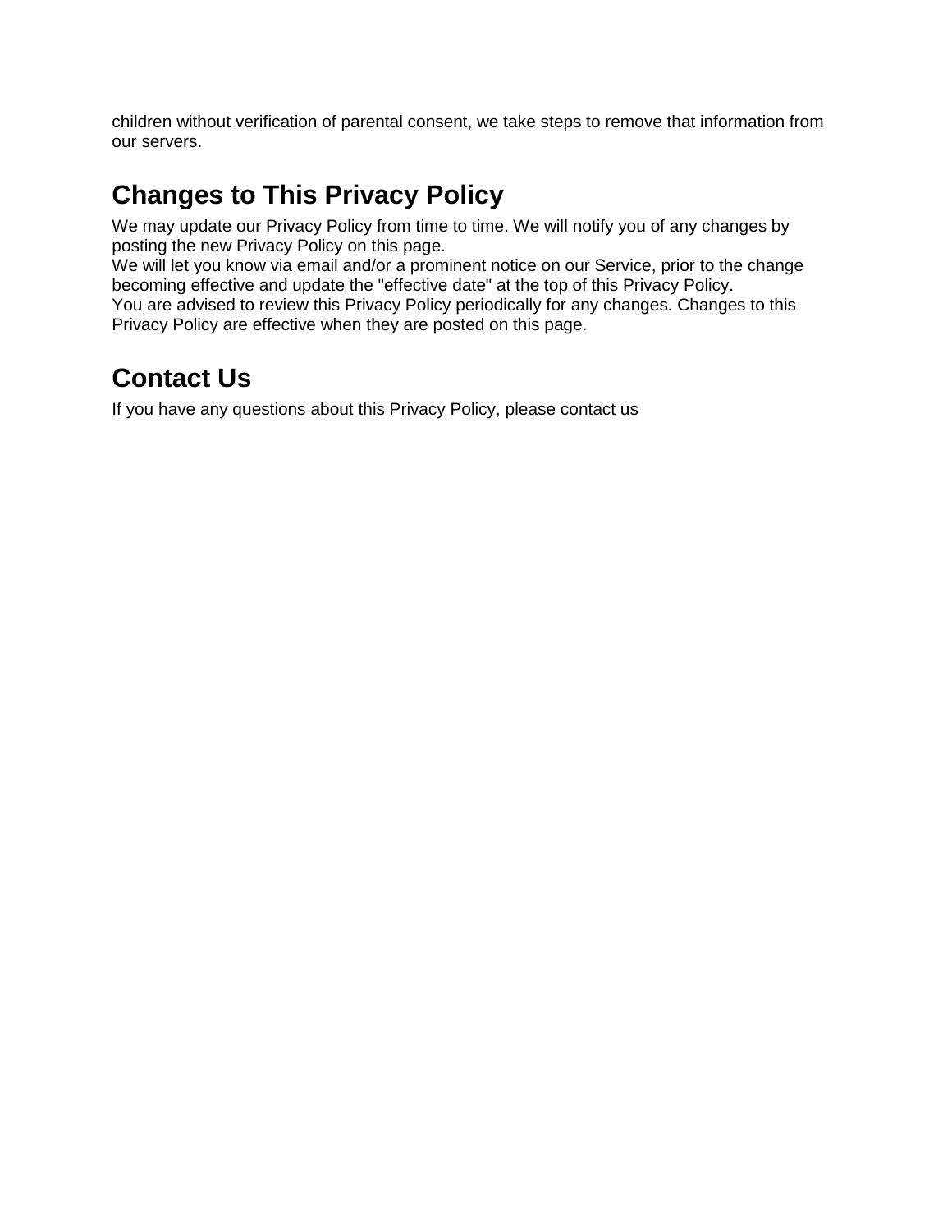children without verification of parental consent, we take steps to remove that information from our servers.

## Changes to This Privacy Policy

We may update our Privacy Policy from time to time. We will notify you of any changes by posting the new Privacy Policy on this page.
We will let you know via email and/or a prominent notice on our Service, prior to the change becoming effective and update the "effective date" at the top of this Privacy Policy.
You are advised to review this Privacy Policy periodically for any changes. Changes to this Privacy Policy are effective when they are posted on this page.

## Contact Us

If you have any questions about this Privacy Policy, please contact us